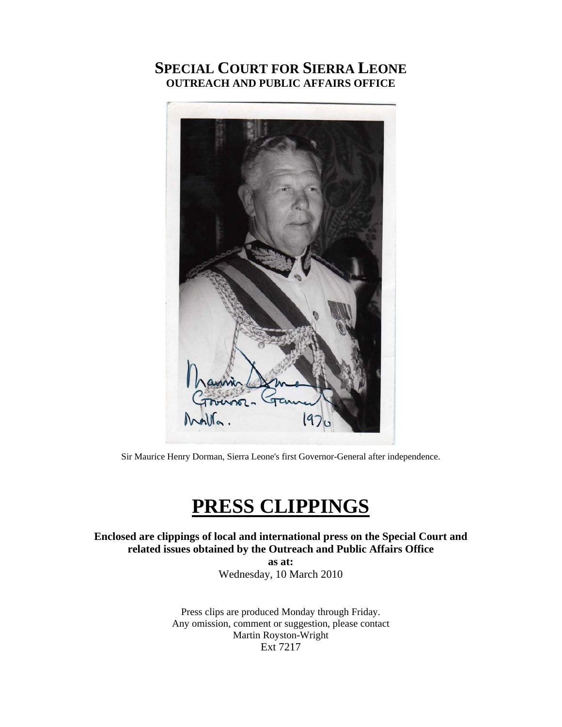# SPECIAL COURT FOR SIERRA LEONE
## OUTREACH AND PUBLIC AFFAIRS OFFICE

Sir Maurice Henry Dorman, Sierra Leone's first Governor-General after independence.

# PRESS CLIPPINGS

**Enclosed are clippings of local and international press on the Special Court and related issues obtained by the Outreach and Public Affairs Office**

**as at:**

Wednesday, 10 March 2010

Press clips are produced Monday through Friday.
Any omission, comment or suggestion, please contact
Martin Royston-Wright
Ext 7217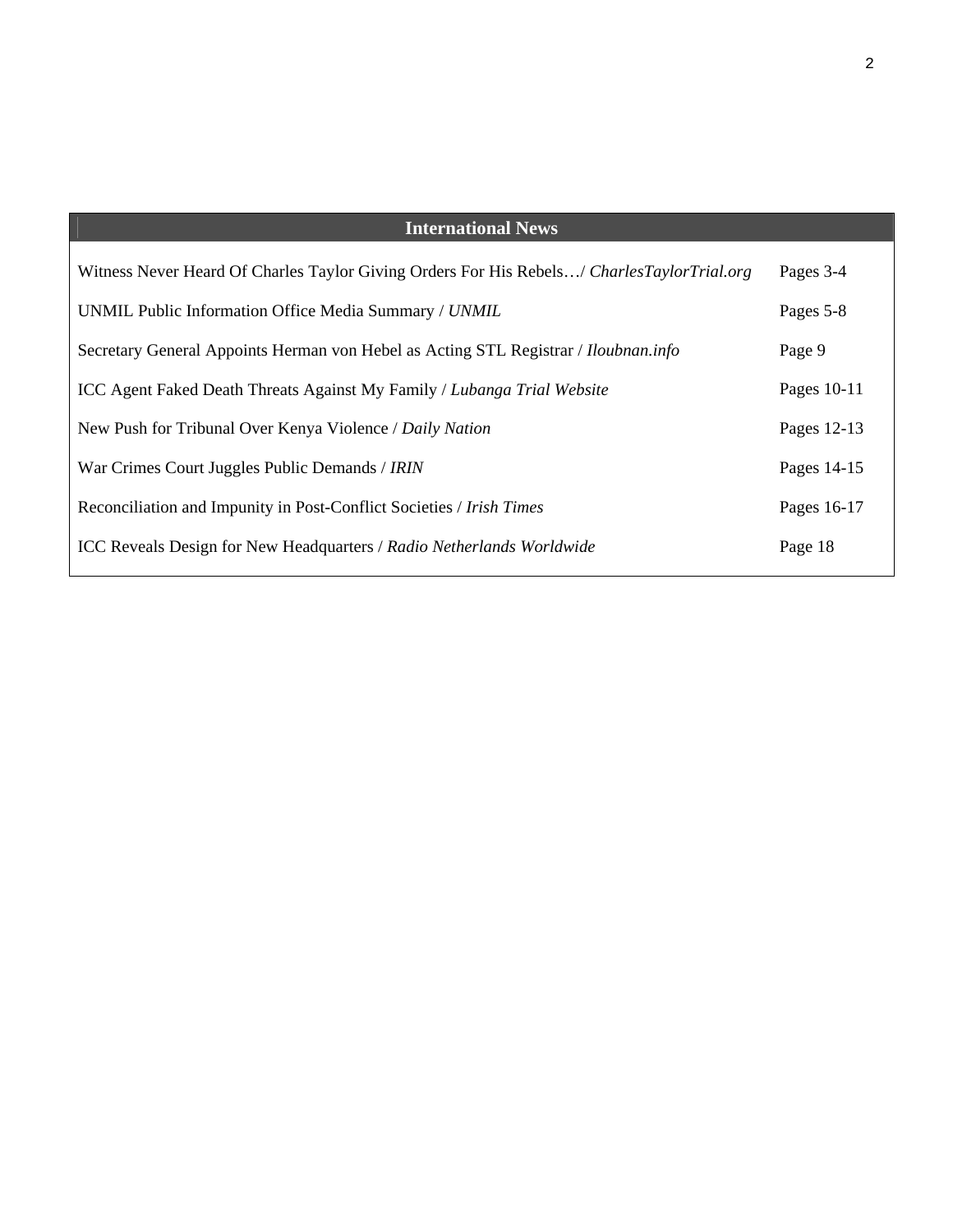| International News | |
|---|---|
| Witness Never Heard Of Charles Taylor Giving Orders For His Rebels…/ *CharlesTaylorTrial.org* | Pages 3-4 |
| UNMIL Public Information Office Media Summary / *UNMIL* | Pages 5-8 |
| Secretary General Appoints Herman von Hebel as Acting STL Registrar / *Iloubnan.info* | Page 9 |
| ICC Agent Faked Death Threats Against My Family / *Lubanga Trial Website* | Pages 10-11 |
| New Push for Tribunal Over Kenya Violence / *Daily Nation* | Pages 12-13 |
| War Crimes Court Juggles Public Demands / *IRIN* | Pages 14-15 |
| Reconciliation and Impunity in Post-Conflict Societies / *Irish Times* | Pages 16-17 |
| ICC Reveals Design for New Headquarters / *Radio Netherlands Worldwide* | Page 18 |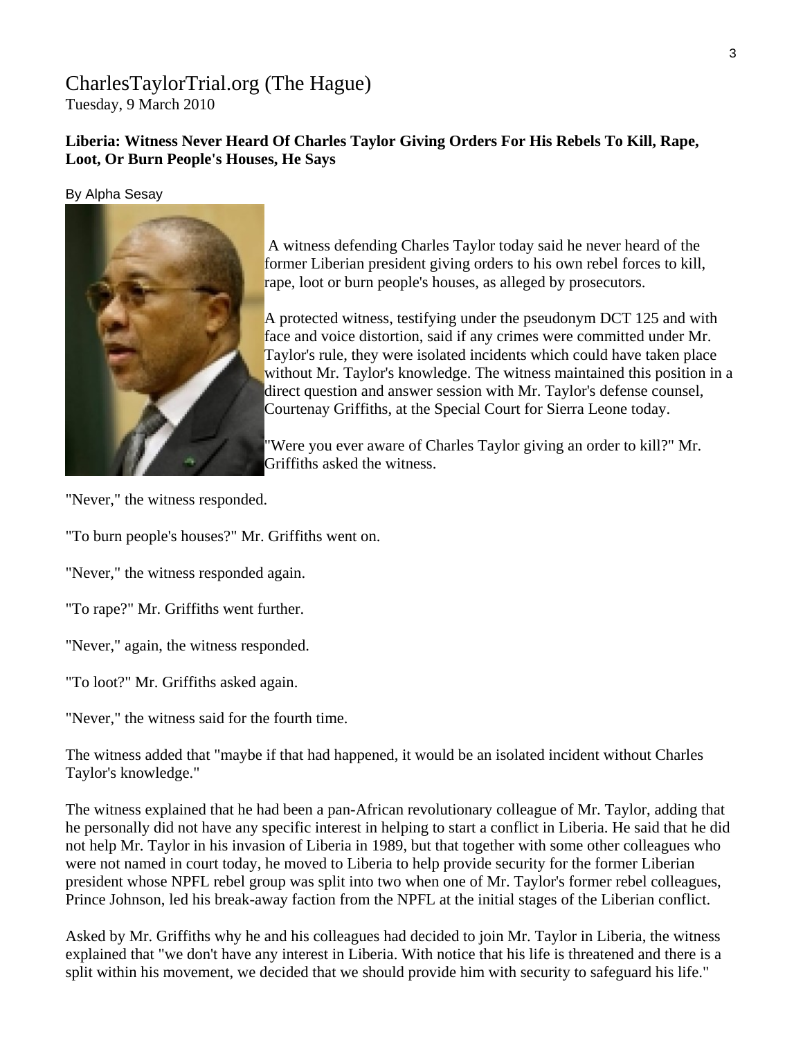CharlesTaylorTrial.org (The Hague)
Tuesday, 9 March 2010

**Liberia: Witness Never Heard Of Charles Taylor Giving Orders For His Rebels To Kill, Rape, Loot, Or Burn People's Houses, He Says**

By Alpha Sesay

A witness defending Charles Taylor today said he never heard of the former Liberian president giving orders to his own rebel forces to kill, rape, loot or burn people's houses, as alleged by prosecutors.

A protected witness, testifying under the pseudonym DCT 125 and with face and voice distortion, said if any crimes were committed under Mr. Taylor's rule, they were isolated incidents which could have taken place without Mr. Taylor's knowledge. The witness maintained this position in a direct question and answer session with Mr. Taylor's defense counsel, Courtenay Griffiths, at the Special Court for Sierra Leone today.

"Were you ever aware of Charles Taylor giving an order to kill?" Mr. Griffiths asked the witness.

"Never," the witness responded.

"To burn people's houses?" Mr. Griffiths went on.

"Never," the witness responded again.

"To rape?" Mr. Griffiths went further.

"Never," again, the witness responded.

"To loot?" Mr. Griffiths asked again.

"Never," the witness said for the fourth time.

The witness added that "maybe if that had happened, it would be an isolated incident without Charles Taylor's knowledge."

The witness explained that he had been a pan-African revolutionary colleague of Mr. Taylor, adding that he personally did not have any specific interest in helping to start a conflict in Liberia. He said that he did not help Mr. Taylor in his invasion of Liberia in 1989, but that together with some other colleagues who were not named in court today, he moved to Liberia to help provide security for the former Liberian president whose NPFL rebel group was split into two when one of Mr. Taylor's former rebel colleagues, Prince Johnson, led his break-away faction from the NPFL at the initial stages of the Liberian conflict.

Asked by Mr. Griffiths why he and his colleagues had decided to join Mr. Taylor in Liberia, the witness explained that "we don't have any interest in Liberia. With notice that his life is threatened and there is a split within his movement, we decided that we should provide him with security to safeguard his life."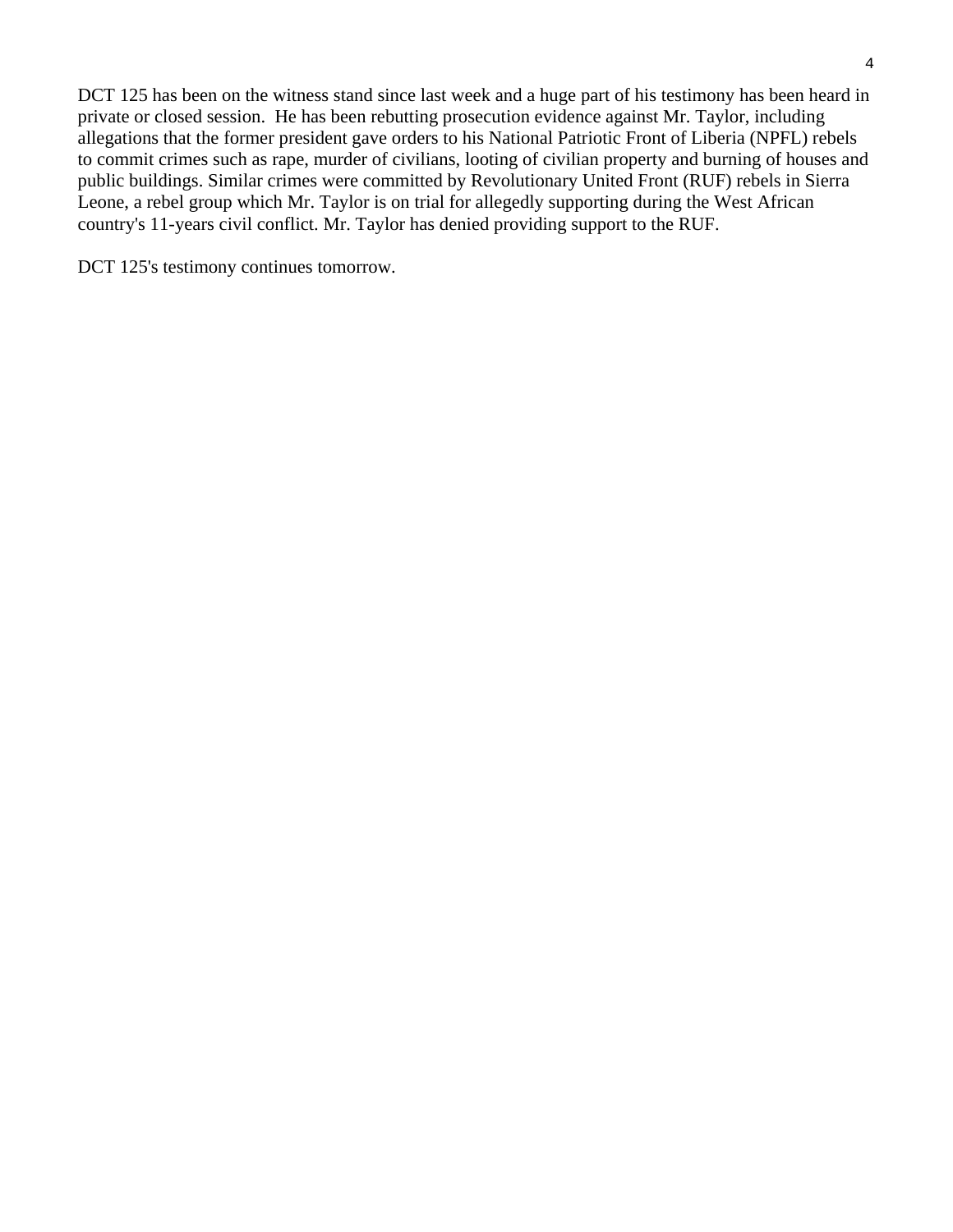DCT 125 has been on the witness stand since last week and a huge part of his testimony has been heard in private or closed session. He has been rebutting prosecution evidence against Mr. Taylor, including allegations that the former president gave orders to his National Patriotic Front of Liberia (NPFL) rebels to commit crimes such as rape, murder of civilians, looting of civilian property and burning of houses and public buildings. Similar crimes were committed by Revolutionary United Front (RUF) rebels in Sierra Leone, a rebel group which Mr. Taylor is on trial for allegedly supporting during the West African country's 11-years civil conflict. Mr. Taylor has denied providing support to the RUF.

DCT 125's testimony continues tomorrow.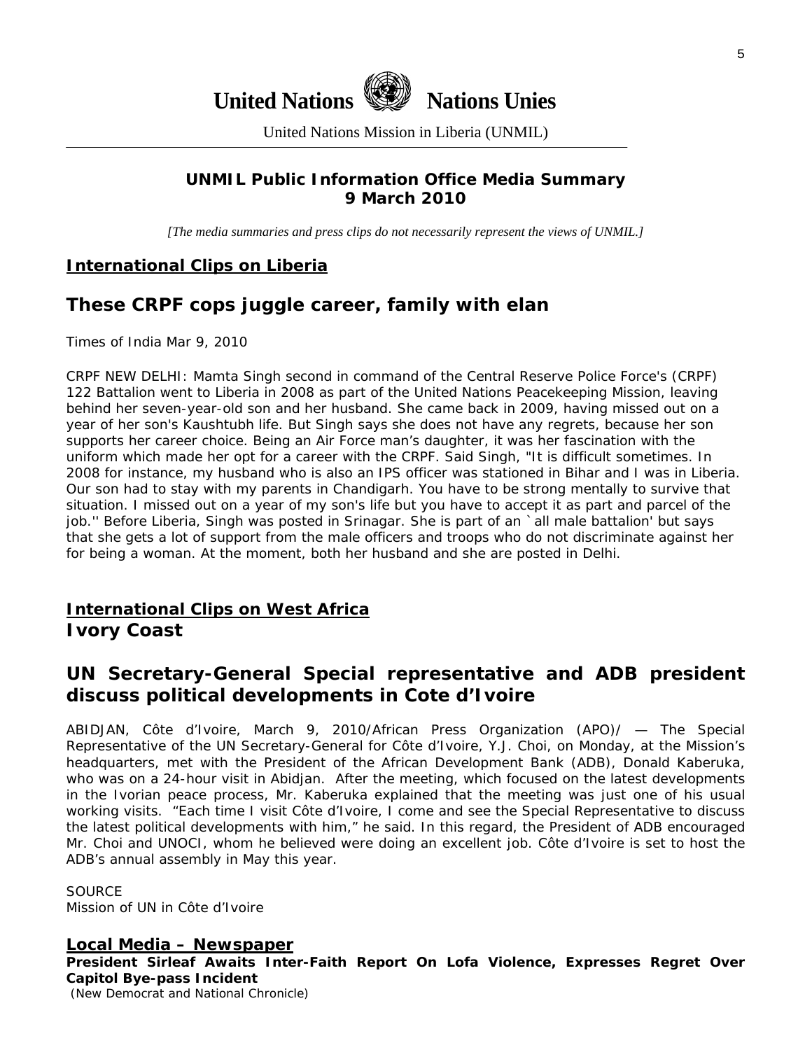United Nations Nations Unies

United Nations Mission in Liberia (UNMIL)

**UNMIL Public Information Office Media Summary**
**9 March 2010**

*[The media summaries and press clips do not necessarily represent the views of UNMIL.]*

## International Clips on Liberia

## These CRPF cops juggle career, family with elan

Times of India Mar 9, 2010

CRPF NEW DELHI: Mamta Singh second in command of the Central Reserve Police Force's (CRPF) 122 Battalion went to Liberia in 2008 as part of the United Nations Peacekeeping Mission, leaving behind her seven-year-old son and her husband. She came back in 2009, having missed out on a year of her son's Kaushtubh life. But Singh says she does not have any regrets, because her son supports her career choice. Being an Air Force man's daughter, it was her fascination with the uniform which made her opt for a career with the CRPF. Said Singh, "It is difficult sometimes. In 2008 for instance, my husband who is also an IPS officer was stationed in Bihar and I was in Liberia. Our son had to stay with my parents in Chandigarh. You have to be strong mentally to survive that situation. I missed out on a year of my son's life but you have to accept it as part and parcel of the job.'' Before Liberia, Singh was posted in Srinagar. She is part of an `all male battalion' but says that she gets a lot of support from the male officers and troops who do not discriminate against her for being a woman. At the moment, both her husband and she are posted in Delhi.

## International Clips on West Africa

### Ivory Coast

## UN Secretary-General Special representative and ADB president discuss political developments in Cote d'Ivoire

ABIDJAN, Côte d'Ivoire, March 9, 2010/African Press Organization (APO)/ — The Special Representative of the UN Secretary-General for Côte d'Ivoire, Y.J. Choi, on Monday, at the Mission's headquarters, met with the President of the African Development Bank (ADB), Donald Kaberuka, who was on a 24-hour visit in Abidjan. After the meeting, which focused on the latest developments in the Ivorian peace process, Mr. Kaberuka explained that the meeting was just one of his usual working visits. "Each time I visit Côte d'Ivoire, I come and see the Special Representative to discuss the latest political developments with him," he said. In this regard, the President of ADB encouraged Mr. Choi and UNOCI, whom he believed were doing an excellent job. Côte d'Ivoire is set to host the ADB's annual assembly in May this year.

SOURCE
Mission of UN in Côte d'Ivoire

## Local Media – Newspaper

**President Sirleaf Awaits Inter-Faith Report On Lofa Violence, Expresses Regret Over Capitol Bye-pass Incident**
(New Democrat and National Chronicle)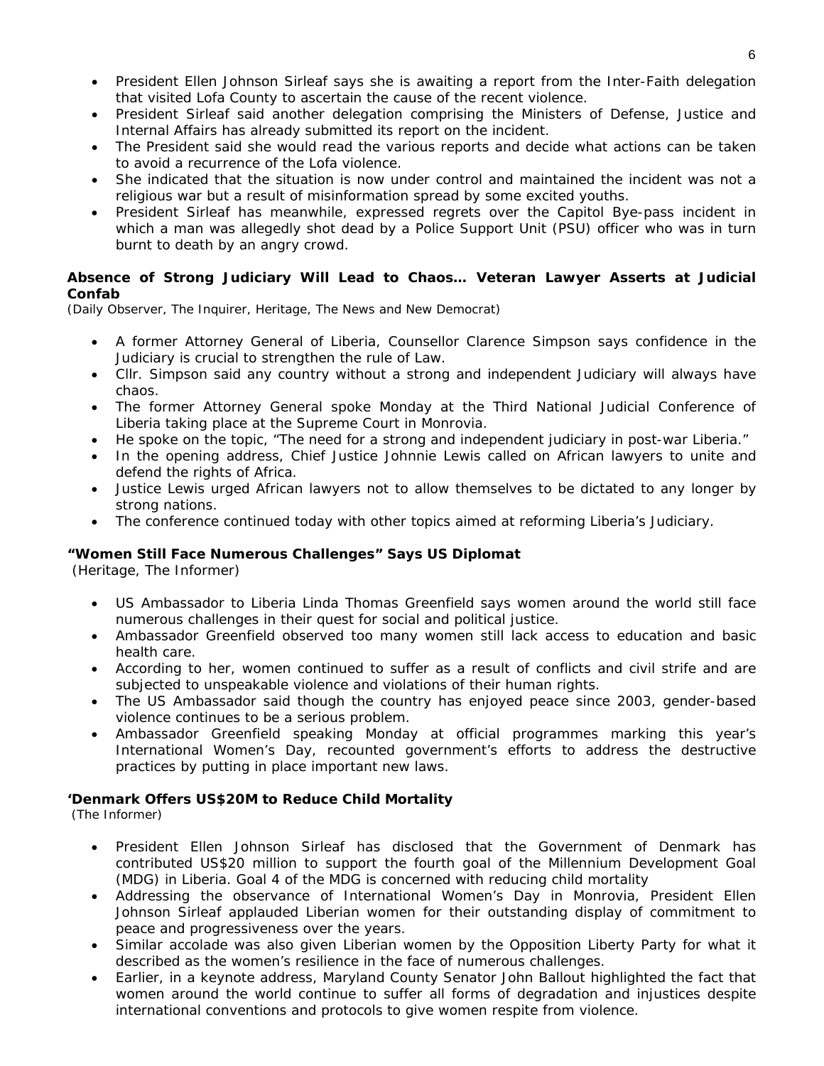- President Ellen Johnson Sirleaf says she is awaiting a report from the Inter-Faith delegation that visited Lofa County to ascertain the cause of the recent violence.
- President Sirleaf said another delegation comprising the Ministers of Defense, Justice and Internal Affairs has already submitted its report on the incident.
- The President said she would read the various reports and decide what actions can be taken to avoid a recurrence of the Lofa violence.
- She indicated that the situation is now under control and maintained the incident was not a religious war but a result of misinformation spread by some excited youths.
- President Sirleaf has meanwhile, expressed regrets over the Capitol Bye-pass incident in which a man was allegedly shot dead by a Police Support Unit (PSU) officer who was in turn burnt to death by an angry crowd.

**Absence of Strong Judiciary Will Lead to Chaos… Veteran Lawyer Asserts at Judicial Confab**
(Daily Observer, The Inquirer, Heritage, The News and New Democrat)

- A former Attorney General of Liberia, Counsellor Clarence Simpson says confidence in the Judiciary is crucial to strengthen the rule of Law.
- Cllr. Simpson said any country without a strong and independent Judiciary will always have chaos.
- The former Attorney General spoke Monday at the Third National Judicial Conference of Liberia taking place at the Supreme Court in Monrovia.
- He spoke on the topic, "The need for a strong and independent judiciary in post-war Liberia."
- In the opening address, Chief Justice Johnnie Lewis called on African lawyers to unite and defend the rights of Africa.
- Justice Lewis urged African lawyers not to allow themselves to be dictated to any longer by strong nations.
- The conference continued today with other topics aimed at reforming Liberia's Judiciary.

**"Women Still Face Numerous Challenges" Says US Diplomat**
(Heritage, The Informer)

- US Ambassador to Liberia Linda Thomas Greenfield says women around the world still face numerous challenges in their quest for social and political justice.
- Ambassador Greenfield observed too many women still lack access to education and basic health care.
- According to her, women continued to suffer as a result of conflicts and civil strife and are subjected to unspeakable violence and violations of their human rights.
- The US Ambassador said though the country has enjoyed peace since 2003, gender-based violence continues to be a serious problem.
- Ambassador Greenfield speaking Monday at official programmes marking this year's International Women's Day, recounted government's efforts to address the destructive practices by putting in place important new laws.

**'Denmark Offers US$20M to Reduce Child Mortality**
(The Informer)

- President Ellen Johnson Sirleaf has disclosed that the Government of Denmark has contributed US$20 million to support the fourth goal of the Millennium Development Goal (MDG) in Liberia. Goal 4 of the MDG is concerned with reducing child mortality
- Addressing the observance of International Women's Day in Monrovia, President Ellen Johnson Sirleaf applauded Liberian women for their outstanding display of commitment to peace and progressiveness over the years.
- Similar accolade was also given Liberian women by the Opposition Liberty Party for what it described as the women's resilience in the face of numerous challenges.
- Earlier, in a keynote address, Maryland County Senator John Ballout highlighted the fact that women around the world continue to suffer all forms of degradation and injustices despite international conventions and protocols to give women respite from violence.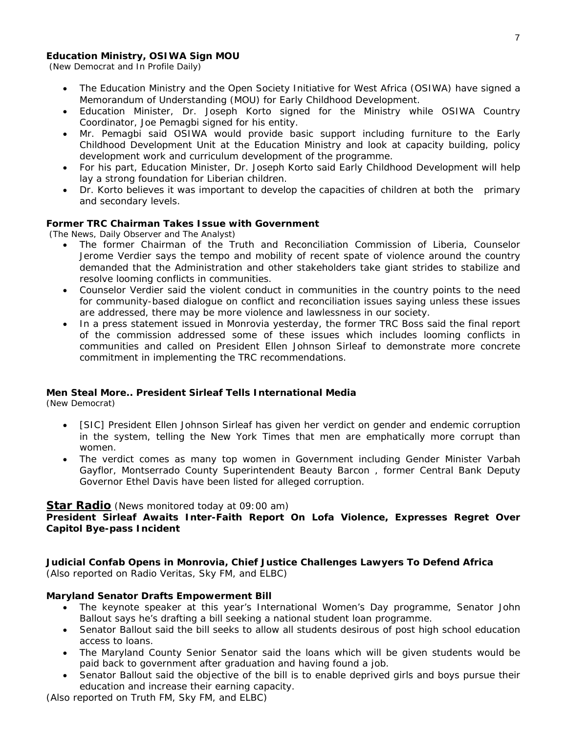**Education Ministry, OSIWA Sign MOU**
(New Democrat and In Profile Daily)

- The Education Ministry and the Open Society Initiative for West Africa (OSIWA) have signed a Memorandum of Understanding (MOU) for Early Childhood Development.
- Education Minister, Dr. Joseph Korto signed for the Ministry while OSIWA Country Coordinator, Joe Pemagbi signed for his entity.
- Mr. Pemagbi said OSIWA would provide basic support including furniture to the Early Childhood Development Unit at the Education Ministry and look at capacity building, policy development work and curriculum development of the programme.
- For his part, Education Minister, Dr. Joseph Korto said Early Childhood Development will help lay a strong foundation for Liberian children.
- Dr. Korto believes it was important to develop the capacities of children at both the primary and secondary levels.

**Former TRC Chairman Takes Issue with Government**
(The News, Daily Observer and The Analyst)

- The former Chairman of the Truth and Reconciliation Commission of Liberia, Counselor Jerome Verdier says the tempo and mobility of recent spate of violence around the country demanded that the Administration and other stakeholders take giant strides to stabilize and resolve looming conflicts in communities.
- Counselor Verdier said the violent conduct in communities in the country points to the need for community-based dialogue on conflict and reconciliation issues saying unless these issues are addressed, there may be more violence and lawlessness in our society.
- In a press statement issued in Monrovia yesterday, the former TRC Boss said the final report of the commission addressed some of these issues which includes looming conflicts in communities and called on President Ellen Johnson Sirleaf to demonstrate more concrete commitment in implementing the TRC recommendations.

**Men Steal More.. President Sirleaf Tells International Media**
(New Democrat)

- [SIC] President Ellen Johnson Sirleaf has given her verdict on gender and endemic corruption in the system, telling the New York Times that men are emphatically more corrupt than women.
- The verdict comes as many top women in Government including Gender Minister Varbah Gayflor, Montserrado County Superintendent Beauty Barcon , former Central Bank Deputy Governor Ethel Davis have been listed for alleged corruption.

## Star Radio (News monitored today at 09:00 am)

**President Sirleaf Awaits Inter-Faith Report On Lofa Violence, Expresses Regret Over Capitol Bye-pass Incident**

**Judicial Confab Opens in Monrovia, Chief Justice Challenges Lawyers To Defend Africa**
(Also reported on Radio Veritas, Sky FM, and ELBC)

**Maryland Senator Drafts Empowerment Bill**

- The keynote speaker at this year's International Women's Day programme, Senator John Ballout says he's drafting a bill seeking a national student loan programme.
- Senator Ballout said the bill seeks to allow all students desirous of post high school education access to loans.
- The Maryland County Senior Senator said the loans which will be given students would be paid back to government after graduation and having found a job.
- Senator Ballout said the objective of the bill is to enable deprived girls and boys pursue their education and increase their earning capacity.

(Also reported on Truth FM, Sky FM, and ELBC)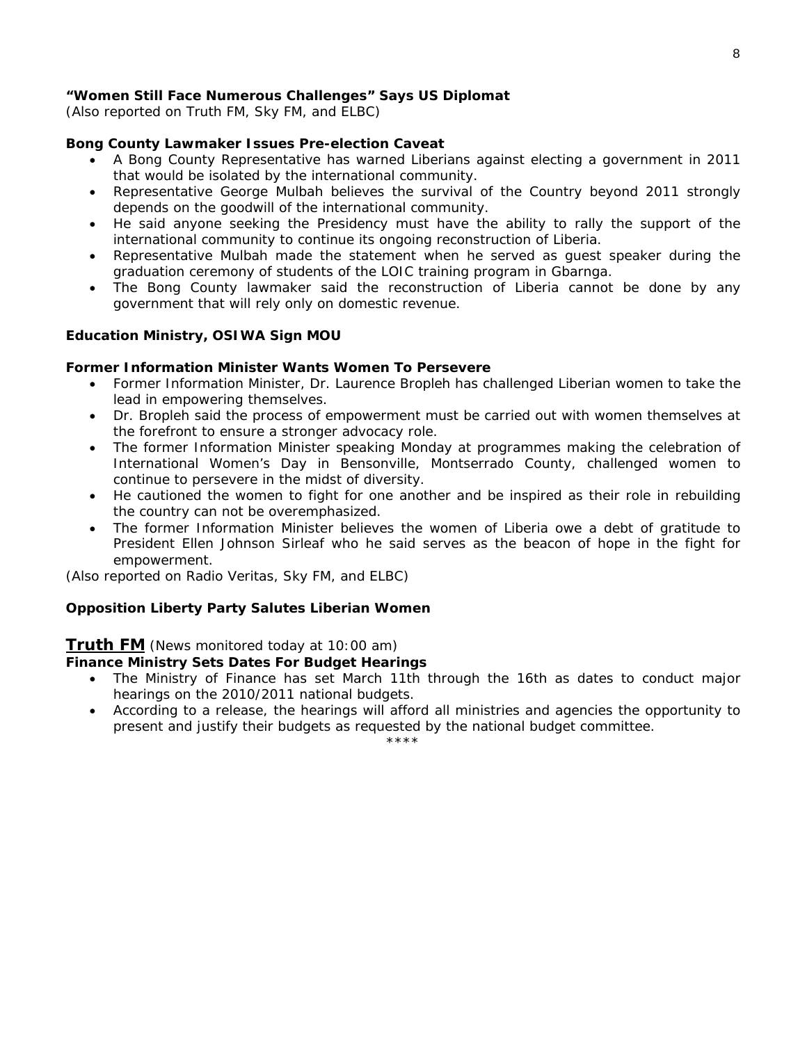**"Women Still Face Numerous Challenges" Says US Diplomat**
*(Also reported on Truth FM, Sky FM, and ELBC)*

**Bong County Lawmaker Issues Pre-election Caveat**

- A Bong County Representative has warned Liberians against electing a government in 2011 that would be isolated by the international community.
- Representative George Mulbah believes the survival of the Country beyond 2011 strongly depends on the goodwill of the international community.
- He said anyone seeking the Presidency must have the ability to rally the support of the international community to continue its ongoing reconstruction of Liberia.
- Representative Mulbah made the statement when he served as guest speaker during the graduation ceremony of students of the LOIC training program in Gbarnga.
- The Bong County lawmaker said the reconstruction of Liberia cannot be done by any government that will rely only on domestic revenue.

**Education Ministry, OSIWA Sign MOU**

**Former Information Minister Wants Women To Persevere**

- Former Information Minister, Dr. Laurence Bropleh has challenged Liberian women to take the lead in empowering themselves.
- Dr. Bropleh said the process of empowerment must be carried out with women themselves at the forefront to ensure a stronger advocacy role.
- The former Information Minister speaking Monday at programmes making the celebration of International Women's Day in Bensonville, Montserrado County, challenged women to continue to persevere in the midst of diversity.
- He cautioned the women to fight for one another and be inspired as their role in rebuilding the country can not be overemphasized.
- The former Information Minister believes the women of Liberia owe a debt of gratitude to President Ellen Johnson Sirleaf who he said serves as the beacon of hope in the fight for empowerment.

*(Also reported on Radio Veritas, Sky FM, and ELBC)*

**Opposition Liberty Party Salutes Liberian Women**

## Truth FM *(News monitored today at 10:00 am)*

**Finance Ministry Sets Dates For Budget Hearings**

- The Ministry of Finance has set March 11th through the 16th as dates to conduct major hearings on the 2010/2011 national budgets.
- According to a release, the hearings will afford all ministries and agencies the opportunity to present and justify their budgets as requested by the national budget committee.

****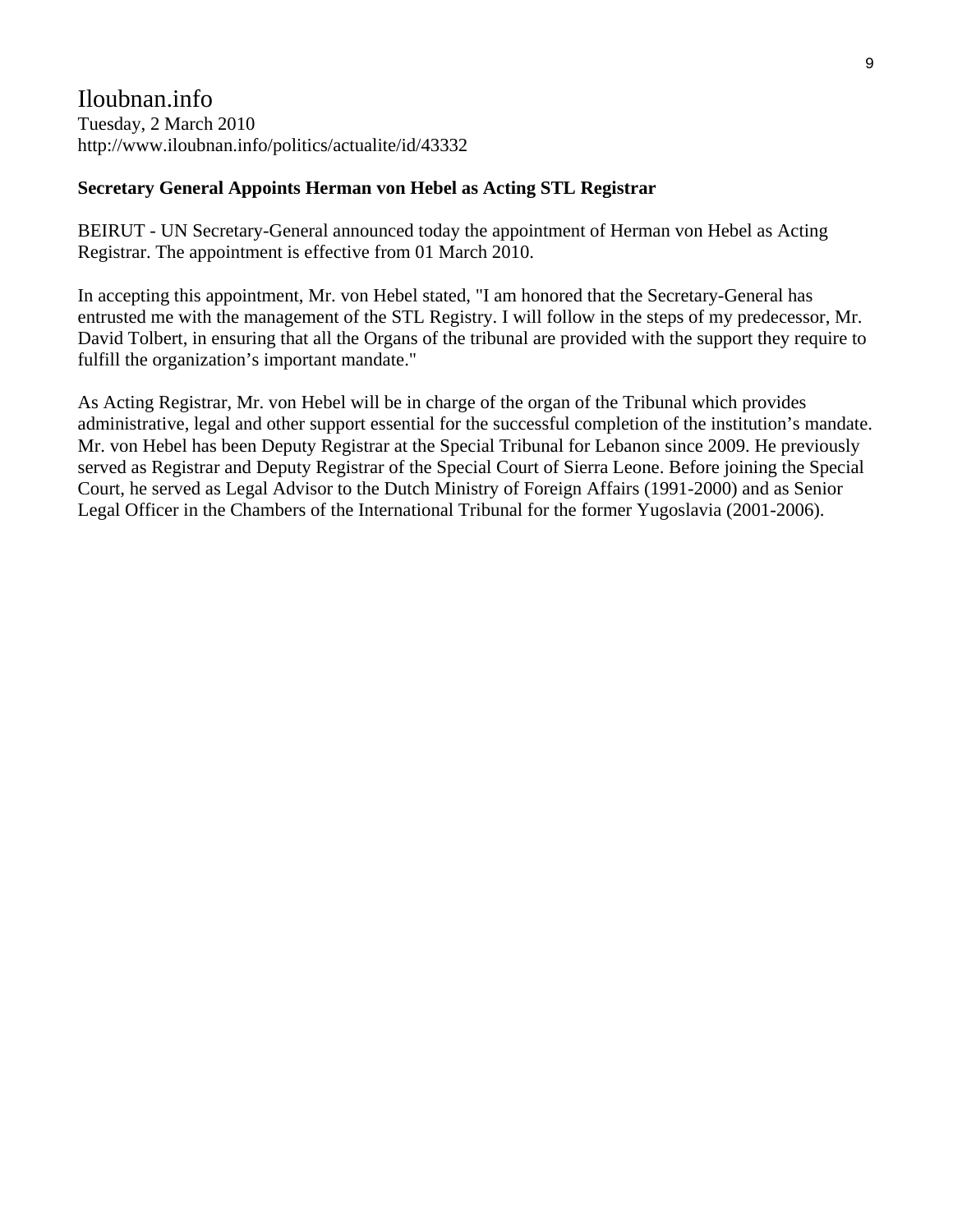Iloubnan.info
Tuesday, 2 March 2010
http://www.iloubnan.info/politics/actualite/id/43332

**Secretary General Appoints Herman von Hebel as Acting STL Registrar**

BEIRUT - UN Secretary-General announced today the appointment of Herman von Hebel as Acting Registrar. The appointment is effective from 01 March 2010.

In accepting this appointment, Mr. von Hebel stated, "I am honored that the Secretary-General has entrusted me with the management of the STL Registry. I will follow in the steps of my predecessor, Mr. David Tolbert, in ensuring that all the Organs of the tribunal are provided with the support they require to fulfill the organization's important mandate."

As Acting Registrar, Mr. von Hebel will be in charge of the organ of the Tribunal which provides administrative, legal and other support essential for the successful completion of the institution's mandate. Mr. von Hebel has been Deputy Registrar at the Special Tribunal for Lebanon since 2009. He previously served as Registrar and Deputy Registrar of the Special Court of Sierra Leone. Before joining the Special Court, he served as Legal Advisor to the Dutch Ministry of Foreign Affairs (1991-2000) and as Senior Legal Officer in the Chambers of the International Tribunal for the former Yugoslavia (2001-2006).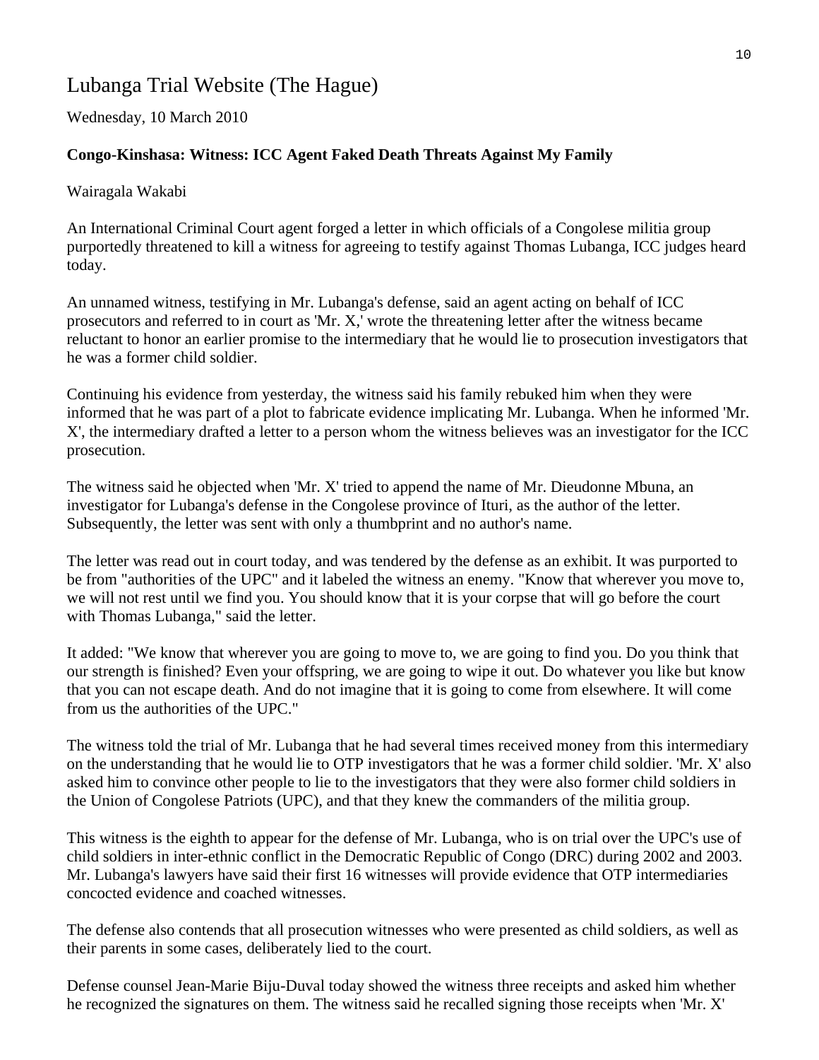## Lubanga Trial Website (The Hague)

Wednesday, 10 March 2010

**Congo-Kinshasa: Witness: ICC Agent Faked Death Threats Against My Family**

Wairagala Wakabi

An International Criminal Court agent forged a letter in which officials of a Congolese militia group purportedly threatened to kill a witness for agreeing to testify against Thomas Lubanga, ICC judges heard today.

An unnamed witness, testifying in Mr. Lubanga's defense, said an agent acting on behalf of ICC prosecutors and referred to in court as 'Mr. X,' wrote the threatening letter after the witness became reluctant to honor an earlier promise to the intermediary that he would lie to prosecution investigators that he was a former child soldier.

Continuing his evidence from yesterday, the witness said his family rebuked him when they were informed that he was part of a plot to fabricate evidence implicating Mr. Lubanga. When he informed 'Mr. X', the intermediary drafted a letter to a person whom the witness believes was an investigator for the ICC prosecution.

The witness said he objected when 'Mr. X' tried to append the name of Mr. Dieudonne Mbuna, an investigator for Lubanga's defense in the Congolese province of Ituri, as the author of the letter. Subsequently, the letter was sent with only a thumbprint and no author's name.

The letter was read out in court today, and was tendered by the defense as an exhibit. It was purported to be from "authorities of the UPC" and it labeled the witness an enemy. "Know that wherever you move to, we will not rest until we find you. You should know that it is your corpse that will go before the court with Thomas Lubanga," said the letter.

It added: "We know that wherever you are going to move to, we are going to find you. Do you think that our strength is finished? Even your offspring, we are going to wipe it out. Do whatever you like but know that you can not escape death. And do not imagine that it is going to come from elsewhere. It will come from us the authorities of the UPC."

The witness told the trial of Mr. Lubanga that he had several times received money from this intermediary on the understanding that he would lie to OTP investigators that he was a former child soldier. 'Mr. X' also asked him to convince other people to lie to the investigators that they were also former child soldiers in the Union of Congolese Patriots (UPC), and that they knew the commanders of the militia group.

This witness is the eighth to appear for the defense of Mr. Lubanga, who is on trial over the UPC's use of child soldiers in inter-ethnic conflict in the Democratic Republic of Congo (DRC) during 2002 and 2003. Mr. Lubanga's lawyers have said their first 16 witnesses will provide evidence that OTP intermediaries concocted evidence and coached witnesses.

The defense also contends that all prosecution witnesses who were presented as child soldiers, as well as their parents in some cases, deliberately lied to the court.

Defense counsel Jean-Marie Biju-Duval today showed the witness three receipts and asked him whether he recognized the signatures on them. The witness said he recalled signing those receipts when 'Mr. X'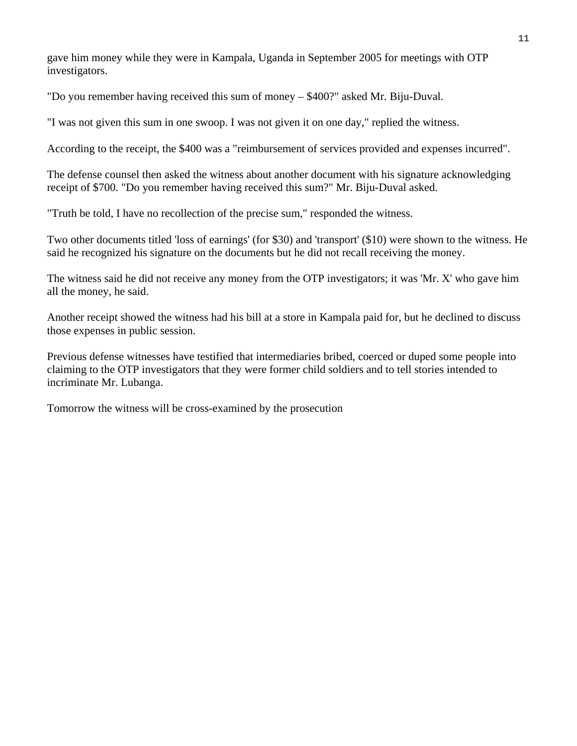gave him money while they were in Kampala, Uganda in September 2005 for meetings with OTP investigators.

"Do you remember having received this sum of money – $400?" asked Mr. Biju-Duval.

"I was not given this sum in one swoop. I was not given it on one day," replied the witness.

According to the receipt, the $400 was a "reimbursement of services provided and expenses incurred".

The defense counsel then asked the witness about another document with his signature acknowledging receipt of $700. "Do you remember having received this sum?" Mr. Biju-Duval asked.

"Truth be told, I have no recollection of the precise sum," responded the witness.

Two other documents titled 'loss of earnings' (for $30) and 'transport' ($10) were shown to the witness. He said he recognized his signature on the documents but he did not recall receiving the money.

The witness said he did not receive any money from the OTP investigators; it was 'Mr. X' who gave him all the money, he said.

Another receipt showed the witness had his bill at a store in Kampala paid for, but he declined to discuss those expenses in public session.

Previous defense witnesses have testified that intermediaries bribed, coerced or duped some people into claiming to the OTP investigators that they were former child soldiers and to tell stories intended to incriminate Mr. Lubanga.

Tomorrow the witness will be cross-examined by the prosecution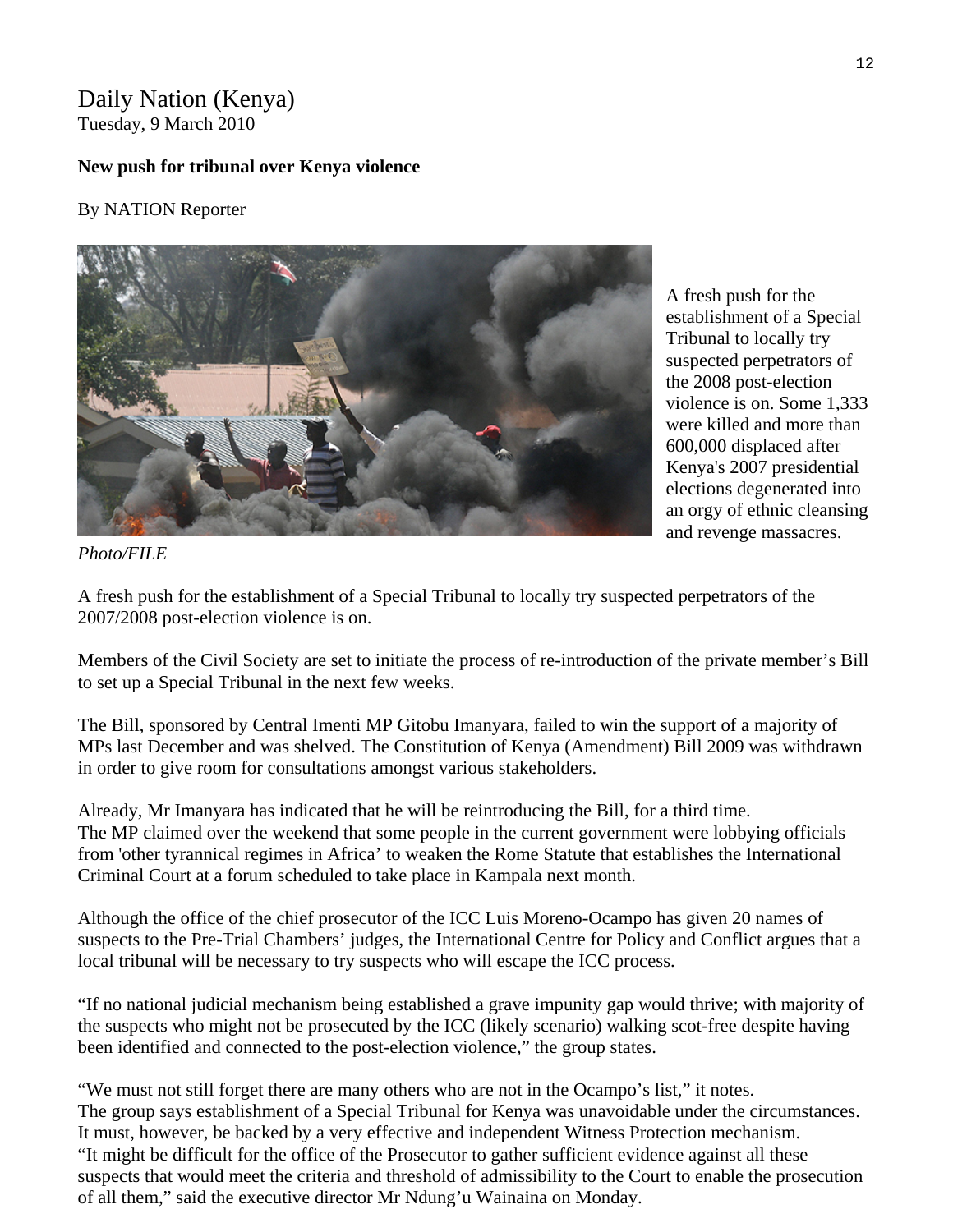Daily Nation (Kenya)
Tuesday, 9 March 2010

**New push for tribunal over Kenya violence**

By NATION Reporter

A fresh push for the establishment of a Special Tribunal to locally try suspected perpetrators of the 2008 post-election violence is on. Some 1,333 were killed and more than 600,000 displaced after Kenya's 2007 presidential elections degenerated into an orgy of ethnic cleansing and revenge massacres.

*Photo/FILE*

A fresh push for the establishment of a Special Tribunal to locally try suspected perpetrators of the 2007/2008 post-election violence is on.

Members of the Civil Society are set to initiate the process of re-introduction of the private member's Bill to set up a Special Tribunal in the next few weeks.

The Bill, sponsored by Central Imenti MP Gitobu Imanyara, failed to win the support of a majority of MPs last December and was shelved. The Constitution of Kenya (Amendment) Bill 2009 was withdrawn in order to give room for consultations amongst various stakeholders.

Already, Mr Imanyara has indicated that he will be reintroducing the Bill, for a third time.
The MP claimed over the weekend that some people in the current government were lobbying officials from 'other tyrannical regimes in Africa' to weaken the Rome Statute that establishes the International Criminal Court at a forum scheduled to take place in Kampala next month.

Although the office of the chief prosecutor of the ICC Luis Moreno-Ocampo has given 20 names of suspects to the Pre-Trial Chambers' judges, the International Centre for Policy and Conflict argues that a local tribunal will be necessary to try suspects who will escape the ICC process.

"If no national judicial mechanism being established a grave impunity gap would thrive; with majority of the suspects who might not be prosecuted by the ICC (likely scenario) walking scot-free despite having been identified and connected to the post-election violence," the group states.

"We must not still forget there are many others who are not in the Ocampo's list," it notes.
The group says establishment of a Special Tribunal for Kenya was unavoidable under the circumstances. It must, however, be backed by a very effective and independent Witness Protection mechanism.
"It might be difficult for the office of the Prosecutor to gather sufficient evidence against all these suspects that would meet the criteria and threshold of admissibility to the Court to enable the prosecution of all them," said the executive director Mr Ndung'u Wainaina on Monday.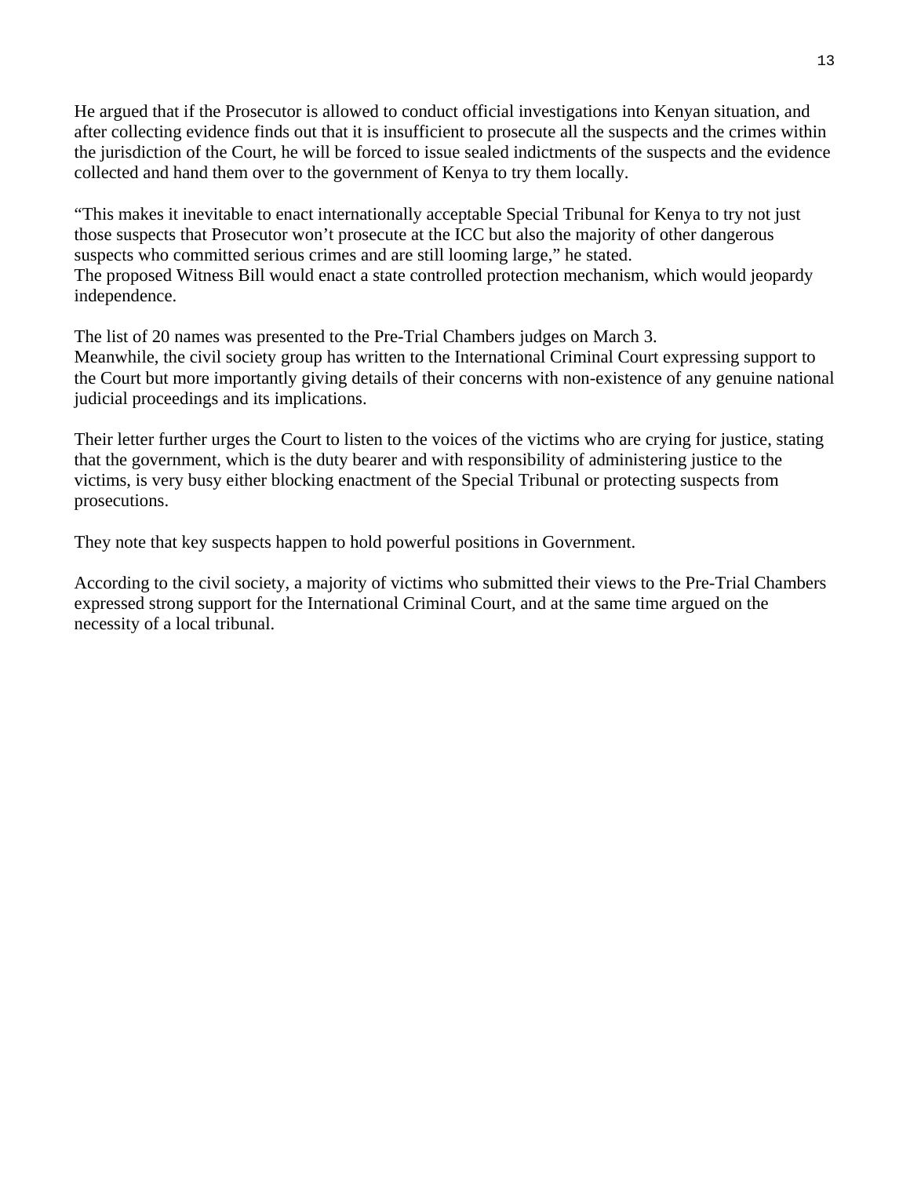He argued that if the Prosecutor is allowed to conduct official investigations into Kenyan situation, and after collecting evidence finds out that it is insufficient to prosecute all the suspects and the crimes within the jurisdiction of the Court, he will be forced to issue sealed indictments of the suspects and the evidence collected and hand them over to the government of Kenya to try them locally.

“This makes it inevitable to enact internationally acceptable Special Tribunal for Kenya to try not just those suspects that Prosecutor won’t prosecute at the ICC but also the majority of other dangerous suspects who committed serious crimes and are still looming large,” he stated.
The proposed Witness Bill would enact a state controlled protection mechanism, which would jeopardy independence.

The list of 20 names was presented to the Pre-Trial Chambers judges on March 3.
Meanwhile, the civil society group has written to the International Criminal Court expressing support to the Court but more importantly giving details of their concerns with non-existence of any genuine national judicial proceedings and its implications.

Their letter further urges the Court to listen to the voices of the victims who are crying for justice, stating that the government, which is the duty bearer and with responsibility of administering justice to the victims, is very busy either blocking enactment of the Special Tribunal or protecting suspects from prosecutions.

They note that key suspects happen to hold powerful positions in Government.

According to the civil society, a majority of victims who submitted their views to the Pre-Trial Chambers expressed strong support for the International Criminal Court, and at the same time argued on the necessity of a local tribunal.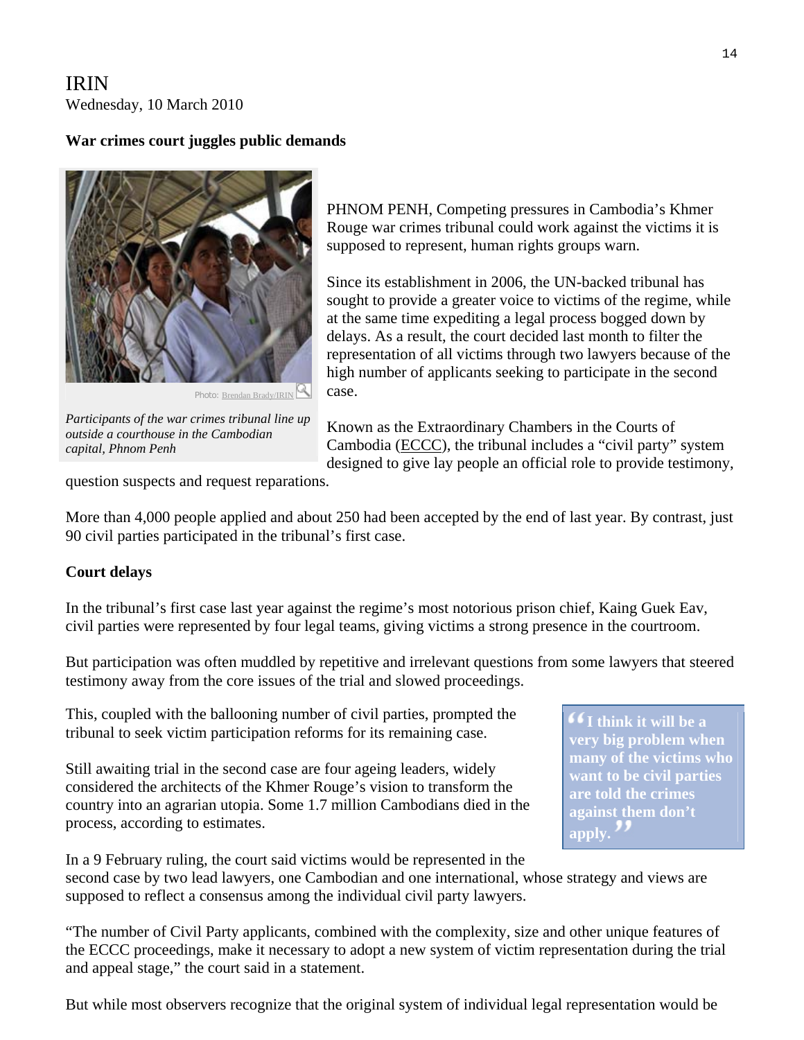IRIN
Wednesday, 10 March 2010

**War crimes court juggles public demands**

Photo: Brendan Brady/IRIN

*Participants of the war crimes tribunal line up outside a courthouse in the Cambodian capital, Phnom Penh*

PHNOM PENH, Competing pressures in Cambodia's Khmer Rouge war crimes tribunal could work against the victims it is supposed to represent, human rights groups warn.

Since its establishment in 2006, the UN-backed tribunal has sought to provide a greater voice to victims of the regime, while at the same time expediting a legal process bogged down by delays. As a result, the court decided last month to filter the representation of all victims through two lawyers because of the high number of applicants seeking to participate in the second case.

Known as the Extraordinary Chambers in the Courts of Cambodia (ECCC), the tribunal includes a "civil party" system designed to give lay people an official role to provide testimony, question suspects and request reparations.

More than 4,000 people applied and about 250 had been accepted by the end of last year. By contrast, just 90 civil parties participated in the tribunal's first case.

**Court delays**

In the tribunal's first case last year against the regime's most notorious prison chief, Kaing Guek Eav, civil parties were represented by four legal teams, giving victims a strong presence in the courtroom.

But participation was often muddled by repetitive and irrelevant questions from some lawyers that steered testimony away from the core issues of the trial and slowed proceedings.

This, coupled with the ballooning number of civil parties, prompted the tribunal to seek victim participation reforms for its remaining case.

**"I think it will be a very big problem when many of the victims who want to be civil parties are told the crimes against them don't apply."**

Still awaiting trial in the second case are four ageing leaders, widely considered the architects of the Khmer Rouge's vision to transform the country into an agrarian utopia. Some 1.7 million Cambodians died in the process, according to estimates.

In a 9 February ruling, the court said victims would be represented in the second case by two lead lawyers, one Cambodian and one international, whose strategy and views are supposed to reflect a consensus among the individual civil party lawyers.

"The number of Civil Party applicants, combined with the complexity, size and other unique features of the ECCC proceedings, make it necessary to adopt a new system of victim representation during the trial and appeal stage," the court said in a statement.

But while most observers recognize that the original system of individual legal representation would be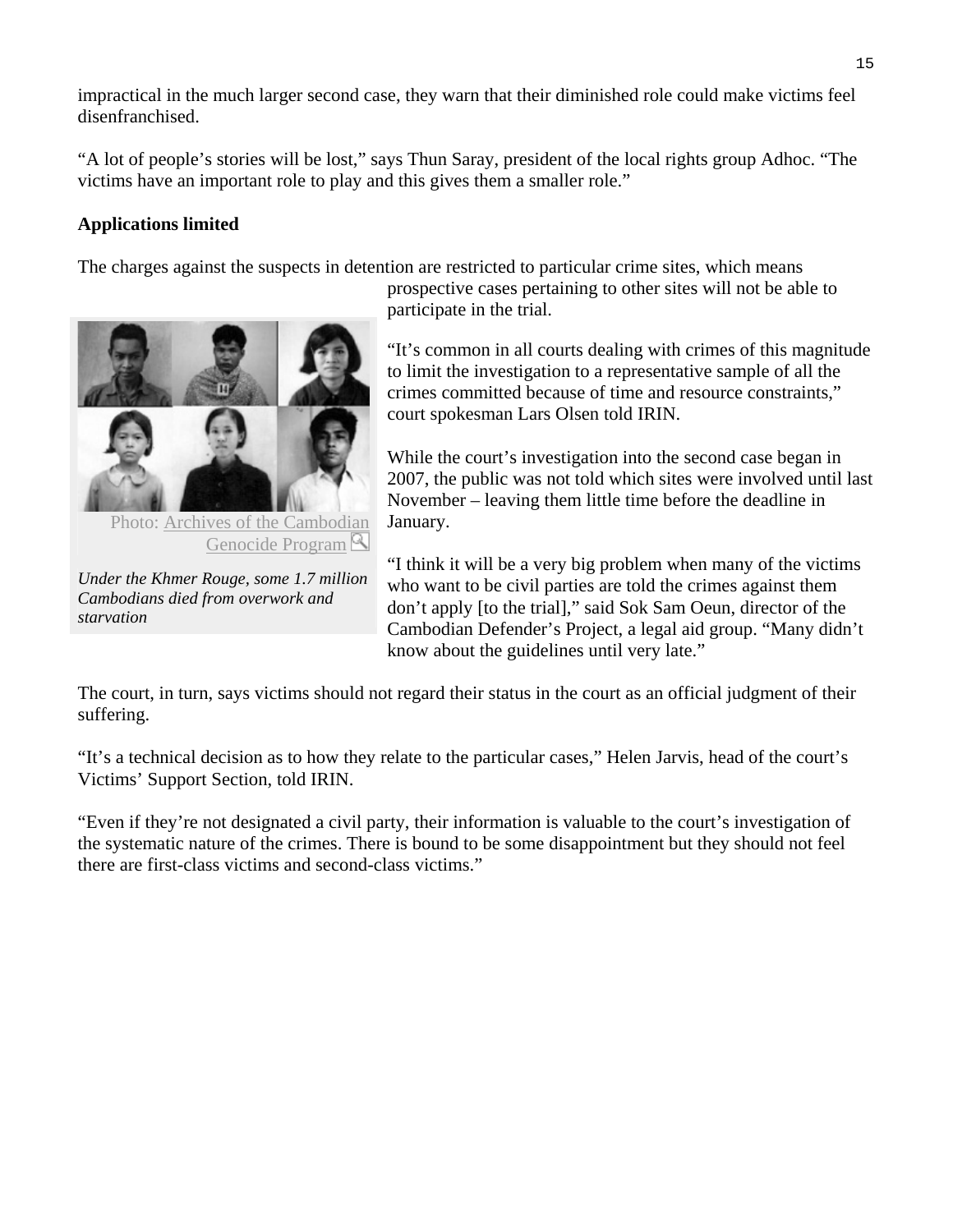impractical in the much larger second case, they warn that their diminished role could make victims feel disenfranchised.

"A lot of people's stories will be lost," says Thun Saray, president of the local rights group Adhoc. "The victims have an important role to play and this gives them a smaller role."

**Applications limited**

The charges against the suspects in detention are restricted to particular crime sites, which means prospective cases pertaining to other sites will not be able to participate in the trial.

Photo: Archives of the Cambodian Genocide Program

*Under the Khmer Rouge, some 1.7 million Cambodians died from overwork and starvation*

"It's common in all courts dealing with crimes of this magnitude to limit the investigation to a representative sample of all the crimes committed because of time and resource constraints," court spokesman Lars Olsen told IRIN.

While the court's investigation into the second case began in 2007, the public was not told which sites were involved until last November – leaving them little time before the deadline in January.

"I think it will be a very big problem when many of the victims who want to be civil parties are told the crimes against them don't apply [to the trial]," said Sok Sam Oeun, director of the Cambodian Defender's Project, a legal aid group. "Many didn't know about the guidelines until very late."

The court, in turn, says victims should not regard their status in the court as an official judgment of their suffering.

"It's a technical decision as to how they relate to the particular cases," Helen Jarvis, head of the court's Victims' Support Section, told IRIN.

"Even if they're not designated a civil party, their information is valuable to the court's investigation of the systematic nature of the crimes. There is bound to be some disappointment but they should not feel there are first-class victims and second-class victims."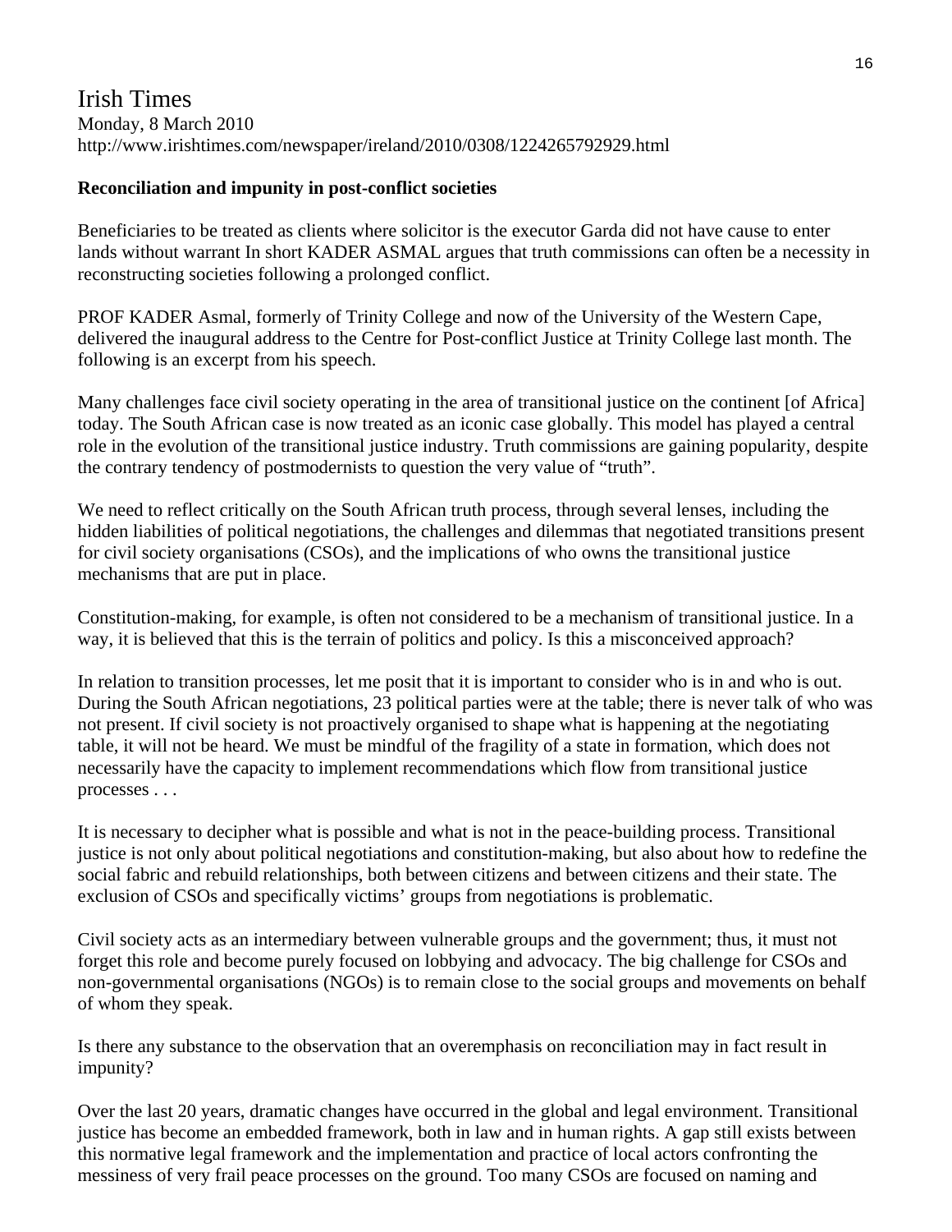# Irish Times

Monday, 8 March 2010
http://www.irishtimes.com/newspaper/ireland/2010/0308/1224265792929.html

**Reconciliation and impunity in post-conflict societies**

Beneficiaries to be treated as clients where solicitor is the executor Garda did not have cause to enter lands without warrant In short KADER ASMAL argues that truth commissions can often be a necessity in reconstructing societies following a prolonged conflict.

PROF KADER Asmal, formerly of Trinity College and now of the University of the Western Cape, delivered the inaugural address to the Centre for Post-conflict Justice at Trinity College last month. The following is an excerpt from his speech.

Many challenges face civil society operating in the area of transitional justice on the continent [of Africa] today. The South African case is now treated as an iconic case globally. This model has played a central role in the evolution of the transitional justice industry. Truth commissions are gaining popularity, despite the contrary tendency of postmodernists to question the very value of "truth".

We need to reflect critically on the South African truth process, through several lenses, including the hidden liabilities of political negotiations, the challenges and dilemmas that negotiated transitions present for civil society organisations (CSOs), and the implications of who owns the transitional justice mechanisms that are put in place.

Constitution-making, for example, is often not considered to be a mechanism of transitional justice. In a way, it is believed that this is the terrain of politics and policy. Is this a misconceived approach?

In relation to transition processes, let me posit that it is important to consider who is in and who is out. During the South African negotiations, 23 political parties were at the table; there is never talk of who was not present. If civil society is not proactively organised to shape what is happening at the negotiating table, it will not be heard. We must be mindful of the fragility of a state in formation, which does not necessarily have the capacity to implement recommendations which flow from transitional justice processes . . .

It is necessary to decipher what is possible and what is not in the peace-building process. Transitional justice is not only about political negotiations and constitution-making, but also about how to redefine the social fabric and rebuild relationships, both between citizens and between citizens and their state. The exclusion of CSOs and specifically victims' groups from negotiations is problematic.

Civil society acts as an intermediary between vulnerable groups and the government; thus, it must not forget this role and become purely focused on lobbying and advocacy. The big challenge for CSOs and non-governmental organisations (NGOs) is to remain close to the social groups and movements on behalf of whom they speak.

Is there any substance to the observation that an overemphasis on reconciliation may in fact result in impunity?

Over the last 20 years, dramatic changes have occurred in the global and legal environment. Transitional justice has become an embedded framework, both in law and in human rights. A gap still exists between this normative legal framework and the implementation and practice of local actors confronting the messiness of very frail peace processes on the ground. Too many CSOs are focused on naming and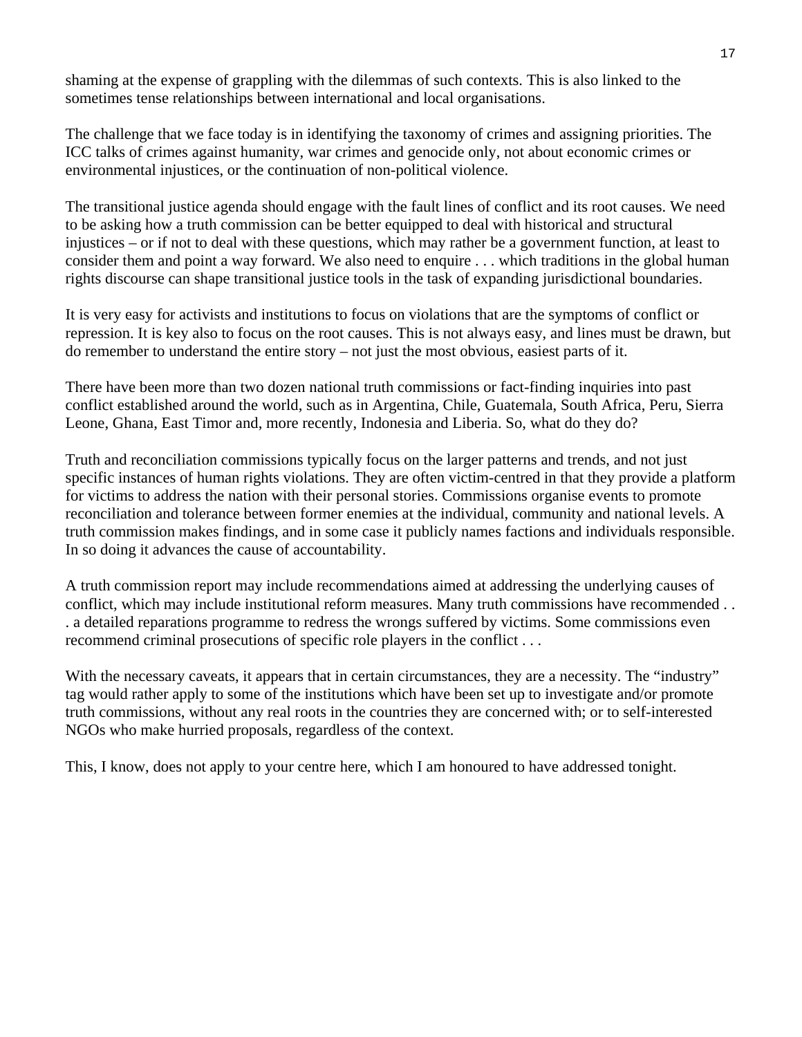shaming at the expense of grappling with the dilemmas of such contexts. This is also linked to the sometimes tense relationships between international and local organisations.

The challenge that we face today is in identifying the taxonomy of crimes and assigning priorities. The ICC talks of crimes against humanity, war crimes and genocide only, not about economic crimes or environmental injustices, or the continuation of non-political violence.

The transitional justice agenda should engage with the fault lines of conflict and its root causes. We need to be asking how a truth commission can be better equipped to deal with historical and structural injustices – or if not to deal with these questions, which may rather be a government function, at least to consider them and point a way forward. We also need to enquire . . . which traditions in the global human rights discourse can shape transitional justice tools in the task of expanding jurisdictional boundaries.

It is very easy for activists and institutions to focus on violations that are the symptoms of conflict or repression. It is key also to focus on the root causes. This is not always easy, and lines must be drawn, but do remember to understand the entire story – not just the most obvious, easiest parts of it.

There have been more than two dozen national truth commissions or fact-finding inquiries into past conflict established around the world, such as in Argentina, Chile, Guatemala, South Africa, Peru, Sierra Leone, Ghana, East Timor and, more recently, Indonesia and Liberia. So, what do they do?

Truth and reconciliation commissions typically focus on the larger patterns and trends, and not just specific instances of human rights violations. They are often victim-centred in that they provide a platform for victims to address the nation with their personal stories. Commissions organise events to promote reconciliation and tolerance between former enemies at the individual, community and national levels. A truth commission makes findings, and in some case it publicly names factions and individuals responsible. In so doing it advances the cause of accountability.

A truth commission report may include recommendations aimed at addressing the underlying causes of conflict, which may include institutional reform measures. Many truth commissions have recommended . . . a detailed reparations programme to redress the wrongs suffered by victims. Some commissions even recommend criminal prosecutions of specific role players in the conflict . . .

With the necessary caveats, it appears that in certain circumstances, they are a necessity. The "industry" tag would rather apply to some of the institutions which have been set up to investigate and/or promote truth commissions, without any real roots in the countries they are concerned with; or to self-interested NGOs who make hurried proposals, regardless of the context.

This, I know, does not apply to your centre here, which I am honoured to have addressed tonight.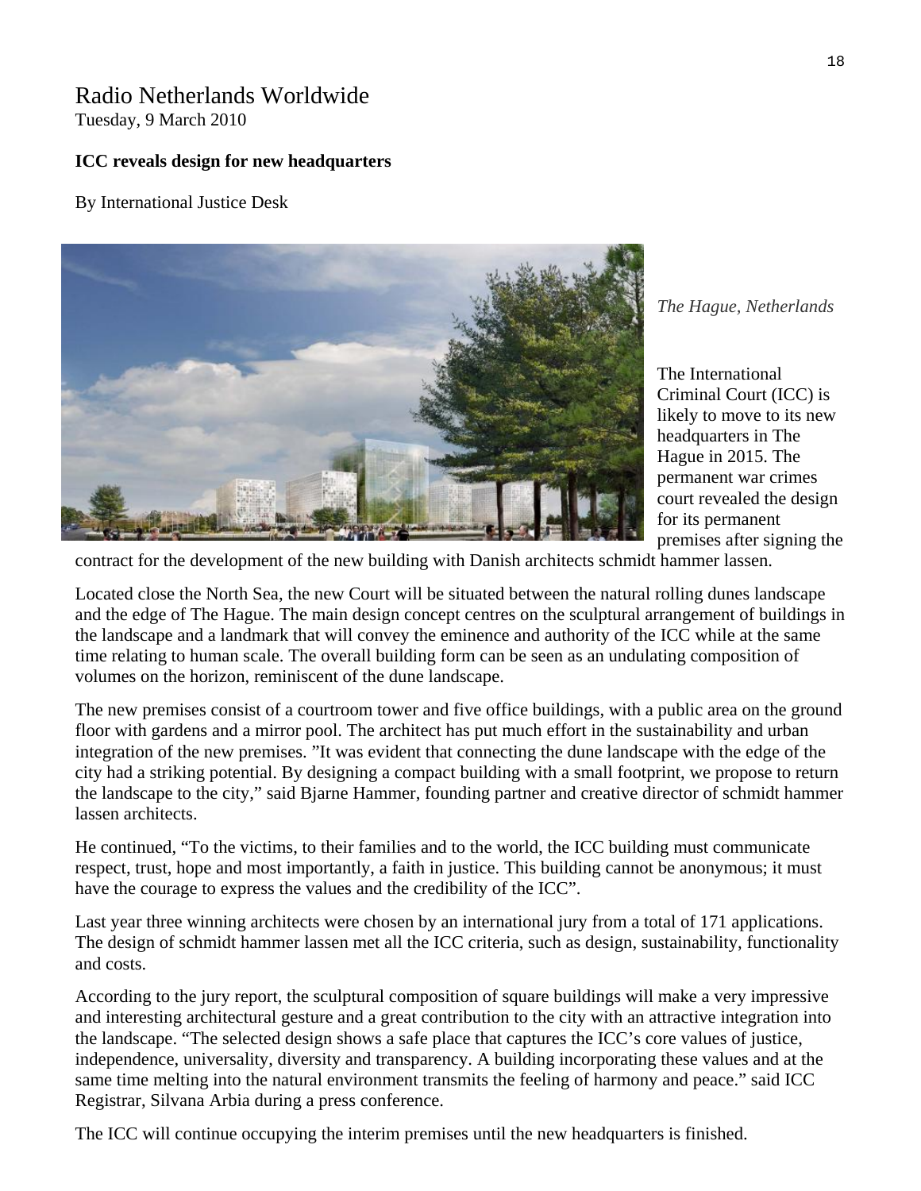Radio Netherlands Worldwide
Tuesday, 9 March 2010

**ICC reveals design for new headquarters**

By International Justice Desk

*The Hague, Netherlands*

The International Criminal Court (ICC) is likely to move to its new headquarters in The Hague in 2015. The permanent war crimes court revealed the design for its permanent premises after signing the contract for the development of the new building with Danish architects schmidt hammer lassen.

Located close the North Sea, the new Court will be situated between the natural rolling dunes landscape and the edge of The Hague. The main design concept centres on the sculptural arrangement of buildings in the landscape and a landmark that will convey the eminence and authority of the ICC while at the same time relating to human scale. The overall building form can be seen as an undulating composition of volumes on the horizon, reminiscent of the dune landscape.

The new premises consist of a courtroom tower and five office buildings, with a public area on the ground floor with gardens and a mirror pool. The architect has put much effort in the sustainability and urban integration of the new premises. "It was evident that connecting the dune landscape with the edge of the city had a striking potential. By designing a compact building with a small footprint, we propose to return the landscape to the city," said Bjarne Hammer, founding partner and creative director of schmidt hammer lassen architects.

He continued, "To the victims, to their families and to the world, the ICC building must communicate respect, trust, hope and most importantly, a faith in justice. This building cannot be anonymous; it must have the courage to express the values and the credibility of the ICC".

Last year three winning architects were chosen by an international jury from a total of 171 applications. The design of schmidt hammer lassen met all the ICC criteria, such as design, sustainability, functionality and costs.

According to the jury report, the sculptural composition of square buildings will make a very impressive and interesting architectural gesture and a great contribution to the city with an attractive integration into the landscape. "The selected design shows a safe place that captures the ICC's core values of justice, independence, universality, diversity and transparency. A building incorporating these values and at the same time melting into the natural environment transmits the feeling of harmony and peace." said ICC Registrar, Silvana Arbia during a press conference.

The ICC will continue occupying the interim premises until the new headquarters is finished.